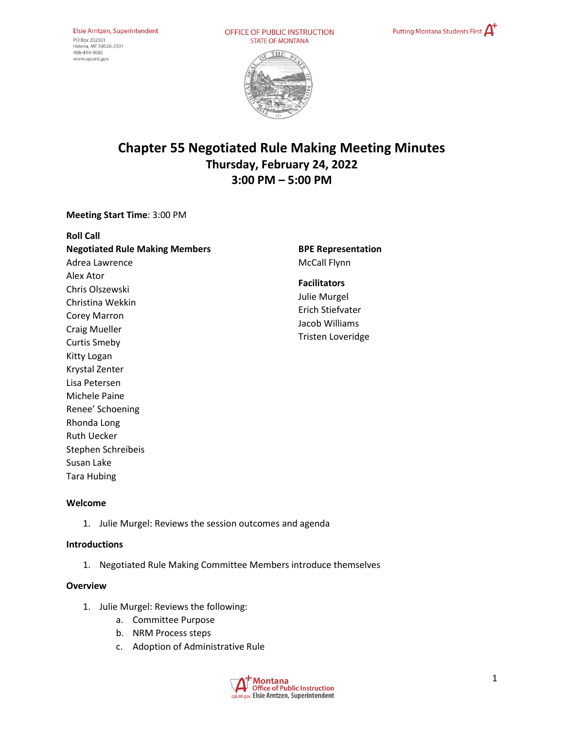# Chapter 55 Negotiated Rule Making Meeting Minutes

## Thursday, February 24, 2022

## 3:00 PM – 5:00 PM

**Meeting Start Time**: 3:00 PM

**Roll Call**

**Negotiated Rule Making Members**

Adrea Lawrence
Alex Ator
Chris Olszewski
Christina Wekkin
Corey Marron
Craig Mueller
Curtis Smeby
Kitty Logan
Krystal Zenter
Lisa Petersen
Michele Paine
Renee' Schoening
Rhonda Long
Ruth Uecker
Stephen Schreibeis
Susan Lake
Tara Hubing

**BPE Representation**

McCall Flynn

**Facilitators**

Julie Murgel
Erich Stiefvater
Jacob Williams
Tristen Loveridge

**Welcome**

1. Julie Murgel: Reviews the session outcomes and agenda

**Introductions**

1. Negotiated Rule Making Committee Members introduce themselves

**Overview**

1. Julie Murgel: Reviews the following:
   a. Committee Purpose
   b. NRM Process steps
   c. Adoption of Administrative Rule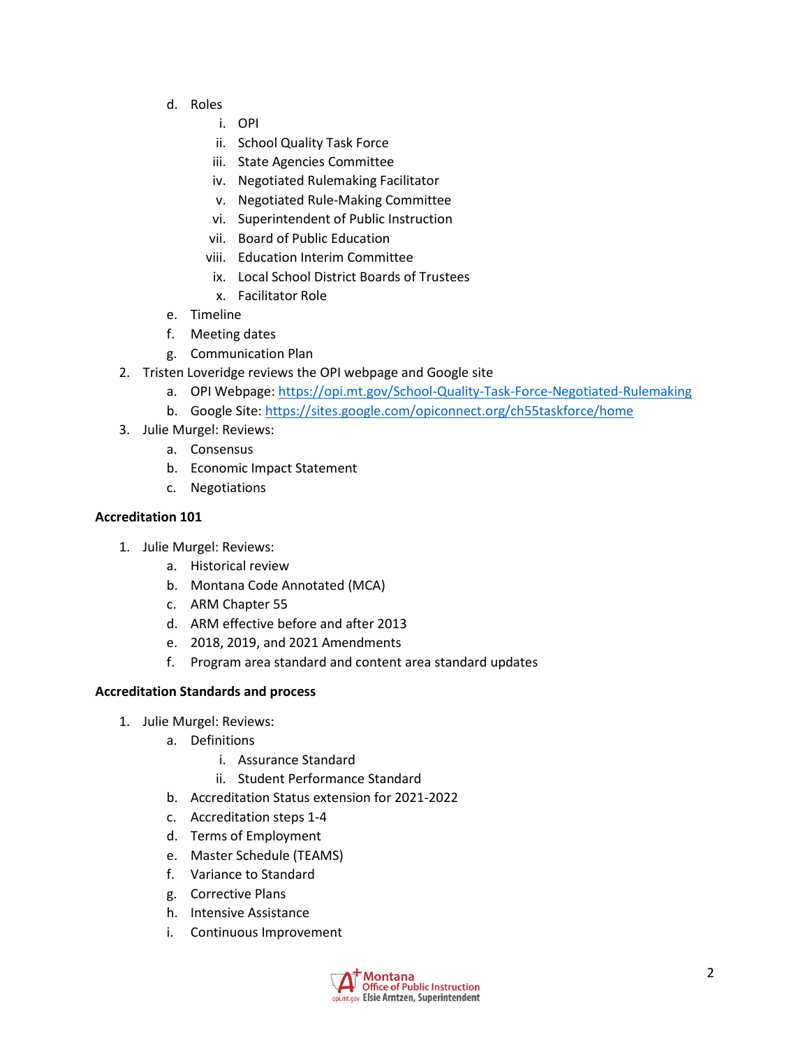d. Roles
      i. OPI
      ii. School Quality Task Force
      iii. State Agencies Committee
      iv. Negotiated Rulemaking Facilitator
      v. Negotiated Rule-Making Committee
      vi. Superintendent of Public Instruction
      vii. Board of Public Education
      viii. Education Interim Committee
      ix. Local School District Boards of Trustees
      x. Facilitator Role
   e. Timeline
   f. Meeting dates
   g. Communication Plan
2. Tristen Loveridge reviews the OPI webpage and Google site
   a. OPI Webpage: [https://opi.mt.gov/School-Quality-Task-Force-Negotiated-Rulemaking](https://opi.mt.gov/School-Quality-Task-Force-Negotiated-Rulemaking)
   b. Google Site: [https://sites.google.com/opiconnect.org/ch55taskforce/home](https://sites.google.com/opiconnect.org/ch55taskforce/home)
3. Julie Murgel: Reviews:
   a. Consensus
   b. Economic Impact Statement
   c. Negotiations

**Accreditation 101**

1. Julie Murgel: Reviews:
   a. Historical review
   b. Montana Code Annotated (MCA)
   c. ARM Chapter 55
   d. ARM effective before and after 2013
   e. 2018, 2019, and 2021 Amendments
   f. Program area standard and content area standard updates

**Accreditation Standards and process**

1. Julie Murgel: Reviews:
   a. Definitions
      i. Assurance Standard
      ii. Student Performance Standard
   b. Accreditation Status extension for 2021-2022
   c. Accreditation steps 1-4
   d. Terms of Employment
   e. Master Schedule (TEAMS)
   f. Variance to Standard
   g. Corrective Plans
   h. Intensive Assistance
   i. Continuous Improvement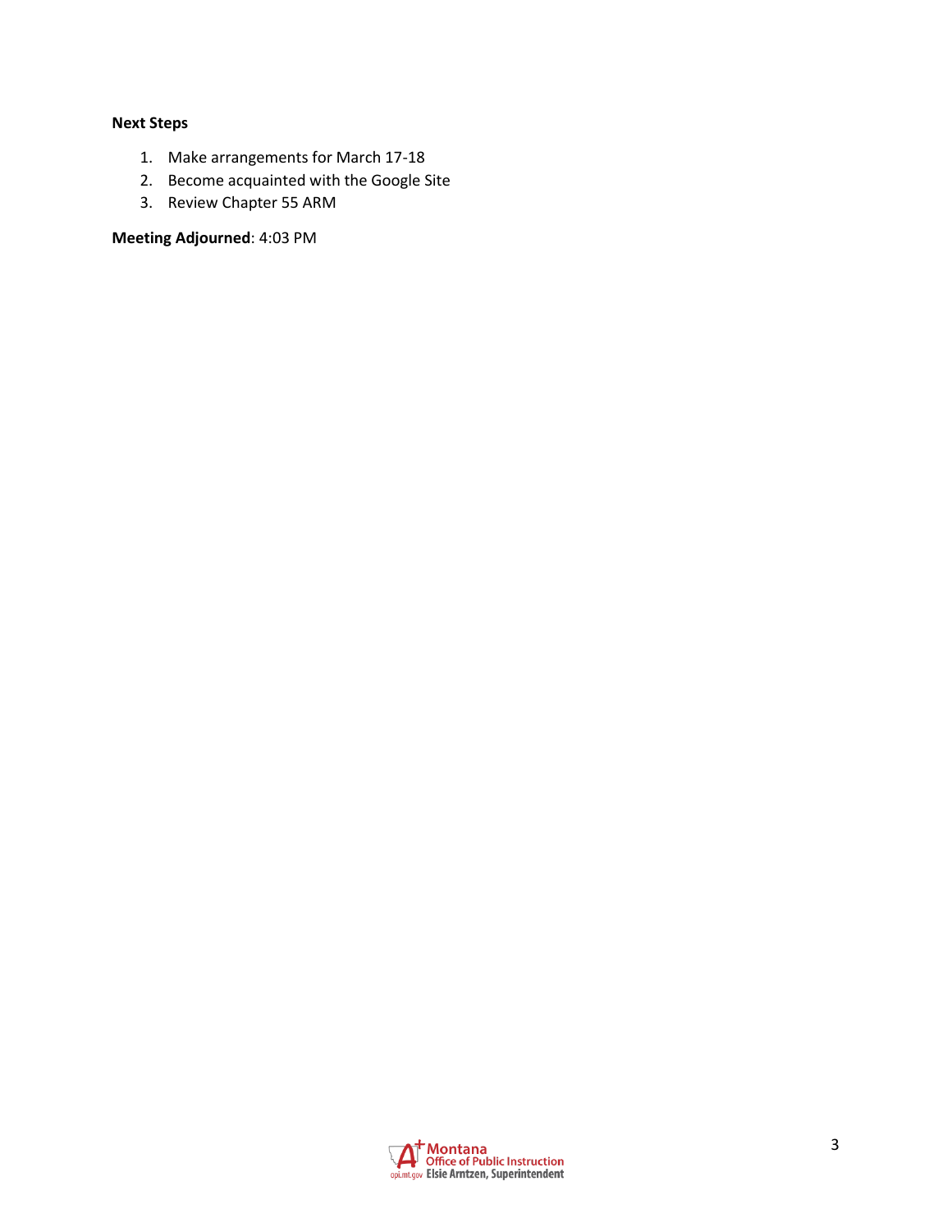**Next Steps**

1. Make arrangements for March 17-18
2. Become acquainted with the Google Site
3. Review Chapter 55 ARM

**Meeting Adjourned**: 4:03 PM